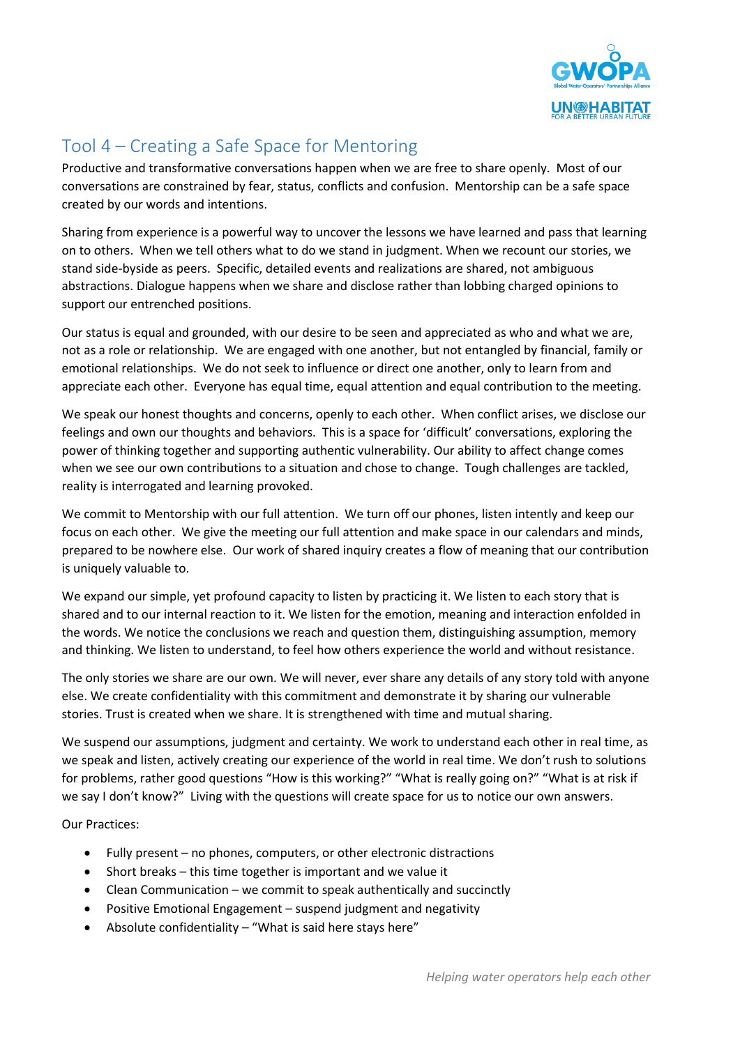# Tool 4 – Creating a Safe Space for Mentoring

Productive and transformative conversations happen when we are free to share openly. Most of our conversations are constrained by fear, status, conflicts and confusion. Mentorship can be a safe space created by our words and intentions.

Sharing from experience is a powerful way to uncover the lessons we have learned and pass that learning on to others. When we tell others what to do we stand in judgment. When we recount our stories, we stand side-byside as peers. Specific, detailed events and realizations are shared, not ambiguous abstractions. Dialogue happens when we share and disclose rather than lobbing charged opinions to support our entrenched positions.

Our status is equal and grounded, with our desire to be seen and appreciated as who and what we are, not as a role or relationship. We are engaged with one another, but not entangled by financial, family or emotional relationships. We do not seek to influence or direct one another, only to learn from and appreciate each other. Everyone has equal time, equal attention and equal contribution to the meeting.

We speak our honest thoughts and concerns, openly to each other. When conflict arises, we disclose our feelings and own our thoughts and behaviors. This is a space for 'difficult' conversations, exploring the power of thinking together and supporting authentic vulnerability. Our ability to affect change comes when we see our own contributions to a situation and chose to change. Tough challenges are tackled, reality is interrogated and learning provoked.

We commit to Mentorship with our full attention. We turn off our phones, listen intently and keep our focus on each other. We give the meeting our full attention and make space in our calendars and minds, prepared to be nowhere else. Our work of shared inquiry creates a flow of meaning that our contribution is uniquely valuable to.

We expand our simple, yet profound capacity to listen by practicing it. We listen to each story that is shared and to our internal reaction to it. We listen for the emotion, meaning and interaction enfolded in the words. We notice the conclusions we reach and question them, distinguishing assumption, memory and thinking. We listen to understand, to feel how others experience the world and without resistance.

The only stories we share are our own. We will never, ever share any details of any story told with anyone else. We create confidentiality with this commitment and demonstrate it by sharing our vulnerable stories. Trust is created when we share. It is strengthened with time and mutual sharing.

We suspend our assumptions, judgment and certainty. We work to understand each other in real time, as we speak and listen, actively creating our experience of the world in real time. We don't rush to solutions for problems, rather good questions "How is this working?" "What is really going on?" "What is at risk if we say I don't know?" Living with the questions will create space for us to notice our own answers.

Our Practices:

- Fully present – no phones, computers, or other electronic distractions
- Short breaks – this time together is important and we value it
- Clean Communication – we commit to speak authentically and succinctly
- Positive Emotional Engagement – suspend judgment and negativity
- Absolute confidentiality – "What is said here stays here"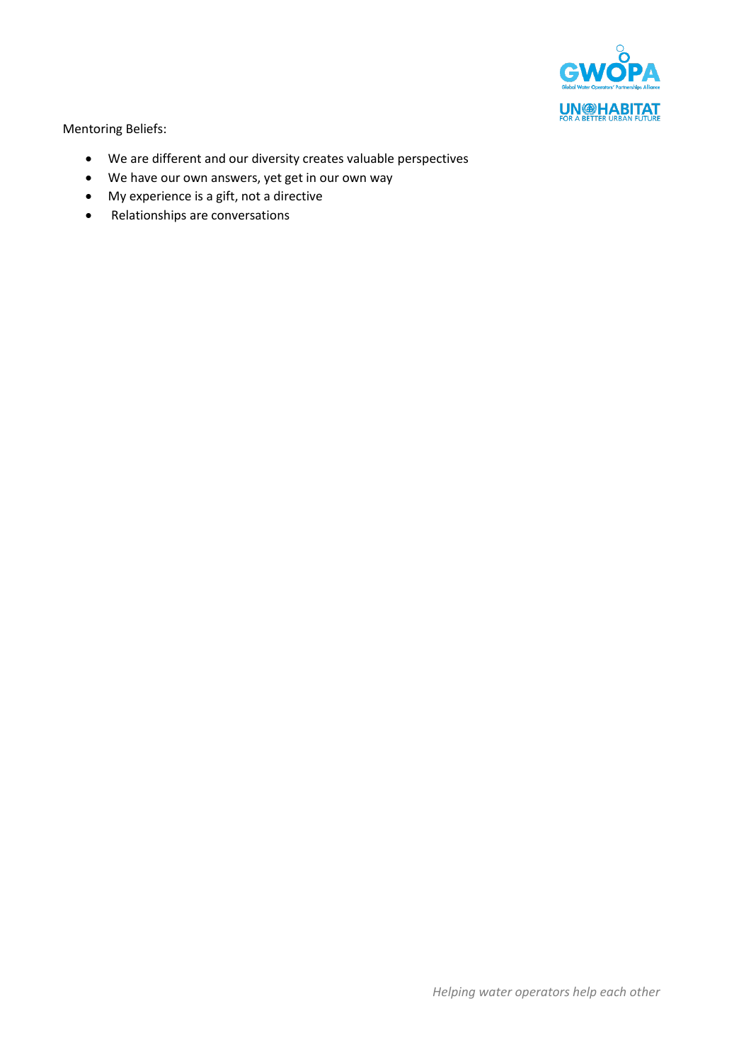Mentoring Beliefs:

- We are different and our diversity creates valuable perspectives
- We have our own answers, yet get in our own way
- My experience is a gift, not a directive
- Relationships are conversations